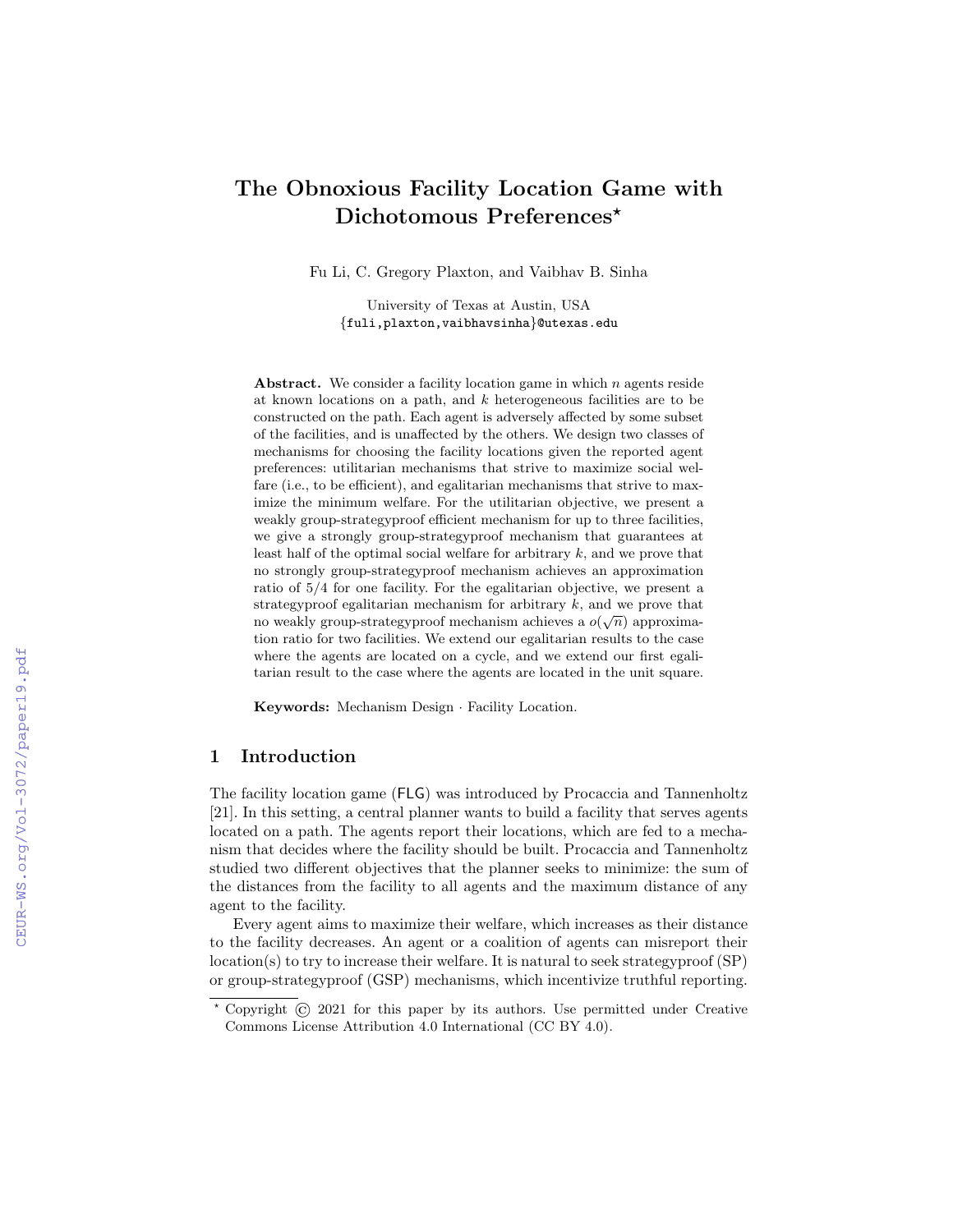# The Obnoxious Facility Location Game with Dichotomous Preferences*

Fu Li, C. Gregory Plaxton, and Vaibhav B. Sinha

University of Texas at Austin, USA
{fuli,plaxton,vaibhavsinha}@utexas.edu

**Abstract.** We consider a facility location game in which $n$ agents reside at known locations on a path, and $k$ heterogeneous facilities are to be constructed on the path. Each agent is adversely affected by some subset of the facilities, and is unaffected by the others. We design two classes of mechanisms for choosing the facility locations given the reported agent preferences: utilitarian mechanisms that strive to maximize social welfare (i.e., to be efficient), and egalitarian mechanisms that strive to maximize the minimum welfare. For the utilitarian objective, we present a weakly group-strategyproof efficient mechanism for up to three facilities, we give a strongly group-strategyproof mechanism that guarantees at least half of the optimal social welfare for arbitrary $k$, and we prove that no strongly group-strategyproof mechanism achieves an approximation ratio of 5/4 for one facility. For the egalitarian objective, we present a strategyproof egalitarian mechanism for arbitrary $k$, and we prove that no weakly group-strategyproof mechanism achieves a $o(\sqrt{n})$ approximation ratio for two facilities. We extend our egalitarian results to the case where the agents are located on a cycle, and we extend our first egalitarian result to the case where the agents are located in the unit square.

**Keywords:** Mechanism Design · Facility Location.

## 1 Introduction

The facility location game (FLG) was introduced by Procaccia and Tannenholtz [21]. In this setting, a central planner wants to build a facility that serves agents located on a path. The agents report their locations, which are fed to a mechanism that decides where the facility should be built. Procaccia and Tannenholtz studied two different objectives that the planner seeks to minimize: the sum of the distances from the facility to all agents and the maximum distance of any agent to the facility.

Every agent aims to maximize their welfare, which increases as their distance to the facility decreases. An agent or a coalition of agents can misreport their location(s) to try to increase their welfare. It is natural to seek strategyproof (SP) or group-strategyproof (GSP) mechanisms, which incentivize truthful reporting.

* Copyright © 2021 for this paper by its authors. Use permitted under Creative Commons License Attribution 4.0 International (CC BY 4.0).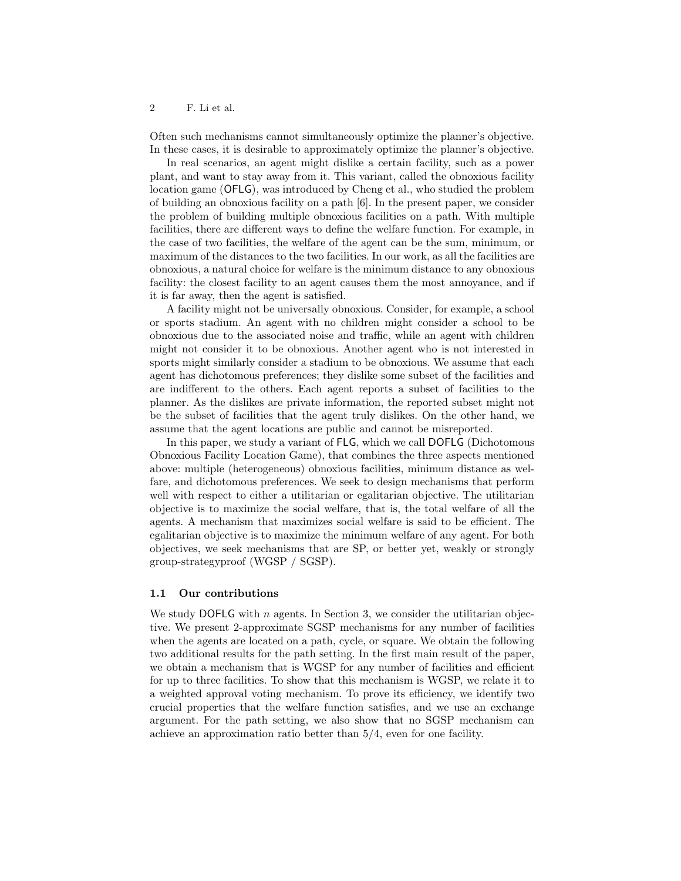Often such mechanisms cannot simultaneously optimize the planner's objective. In these cases, it is desirable to approximately optimize the planner's objective.

In real scenarios, an agent might dislike a certain facility, such as a power plant, and want to stay away from it. This variant, called the obnoxious facility location game (OFLG), was introduced by Cheng et al., who studied the problem of building an obnoxious facility on a path [6]. In the present paper, we consider the problem of building multiple obnoxious facilities on a path. With multiple facilities, there are different ways to define the welfare function. For example, in the case of two facilities, the welfare of the agent can be the sum, minimum, or maximum of the distances to the two facilities. In our work, as all the facilities are obnoxious, a natural choice for welfare is the minimum distance to any obnoxious facility: the closest facility to an agent causes them the most annoyance, and if it is far away, then the agent is satisfied.

A facility might not be universally obnoxious. Consider, for example, a school or sports stadium. An agent with no children might consider a school to be obnoxious due to the associated noise and traffic, while an agent with children might not consider it to be obnoxious. Another agent who is not interested in sports might similarly consider a stadium to be obnoxious. We assume that each agent has dichotomous preferences; they dislike some subset of the facilities and are indifferent to the others. Each agent reports a subset of facilities to the planner. As the dislikes are private information, the reported subset might not be the subset of facilities that the agent truly dislikes. On the other hand, we assume that the agent locations are public and cannot be misreported.

In this paper, we study a variant of FLG, which we call DOFLG (Dichotomous Obnoxious Facility Location Game), that combines the three aspects mentioned above: multiple (heterogeneous) obnoxious facilities, minimum distance as welfare, and dichotomous preferences. We seek to design mechanisms that perform well with respect to either a utilitarian or egalitarian objective. The utilitarian objective is to maximize the social welfare, that is, the total welfare of all the agents. A mechanism that maximizes social welfare is said to be efficient. The egalitarian objective is to maximize the minimum welfare of any agent. For both objectives, we seek mechanisms that are SP, or better yet, weakly or strongly group-strategyproof (WGSP / SGSP).

### 1.1 Our contributions

We study DOFLG with $n$ agents. In Section 3, we consider the utilitarian objective. We present 2-approximate SGSP mechanisms for any number of facilities when the agents are located on a path, cycle, or square. We obtain the following two additional results for the path setting. In the first main result of the paper, we obtain a mechanism that is WGSP for any number of facilities and efficient for up to three facilities. To show that this mechanism is WGSP, we relate it to a weighted approval voting mechanism. To prove its efficiency, we identify two crucial properties that the welfare function satisfies, and we use an exchange argument. For the path setting, we also show that no SGSP mechanism can achieve an approximation ratio better than $5/4$, even for one facility.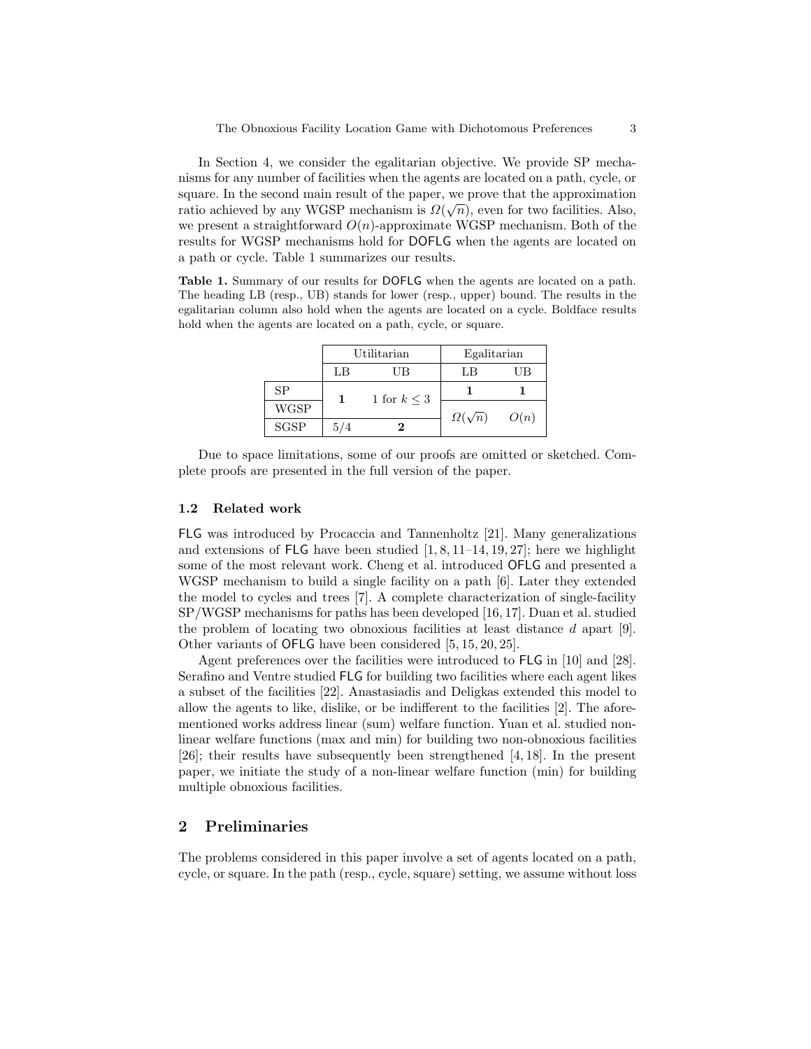In Section 4, we consider the egalitarian objective. We provide SP mechanisms for any number of facilities when the agents are located on a path, cycle, or square. In the second main result of the paper, we prove that the approximation ratio achieved by any WGSP mechanism is $\Omega(\sqrt{n})$, even for two facilities. Also, we present a straightforward $O(n)$-approximate WGSP mechanism. Both of the results for WGSP mechanisms hold for DOFLG when the agents are located on a path or cycle. Table 1 summarizes our results.

**Table 1.** Summary of our results for DOFLG when the agents are located on a path. The heading LB (resp., UB) stands for lower (resp., upper) bound. The results in the egalitarian column also hold when the agents are located on a cycle. Boldface results hold when the agents are located on a path, cycle, or square.

| | Utilitarian | | Egalitarian | |
|---|---|---|---|---|
| | LB | UB | LB | UB |
| SP | **1** | 1 for $k \leq 3$ | **1** | **1** |
| WGSP | | | $\Omega(\sqrt{n})$ | $O(n)$ |
| SGSP | 5/4 | **2** | | |

Due to space limitations, some of our proofs are omitted or sketched. Complete proofs are presented in the full version of the paper.

### 1.2 Related work

FLG was introduced by Procaccia and Tannenholtz [21]. Many generalizations and extensions of FLG have been studied [1, 8, 11–14, 19, 27]; here we highlight some of the most relevant work. Cheng et al. introduced OFLG and presented a WGSP mechanism to build a single facility on a path [6]. Later they extended the model to cycles and trees [7]. A complete characterization of single-facility SP/WGSP mechanisms for paths has been developed [16, 17]. Duan et al. studied the problem of locating two obnoxious facilities at least distance $d$ apart [9]. Other variants of OFLG have been considered [5, 15, 20, 25].

Agent preferences over the facilities were introduced to FLG in [10] and [28]. Serafino and Ventre studied FLG for building two facilities where each agent likes a subset of the facilities [22]. Anastasiadis and Deligkas extended this model to allow the agents to like, dislike, or be indifferent to the facilities [2]. The aforementioned works address linear (sum) welfare function. Yuan et al. studied nonlinear welfare functions (max and min) for building two non-obnoxious facilities [26]; their results have subsequently been strengthened [4, 18]. In the present paper, we initiate the study of a non-linear welfare function (min) for building multiple obnoxious facilities.

## 2 Preliminaries

The problems considered in this paper involve a set of agents located on a path, cycle, or square. In the path (resp., cycle, square) setting, we assume without loss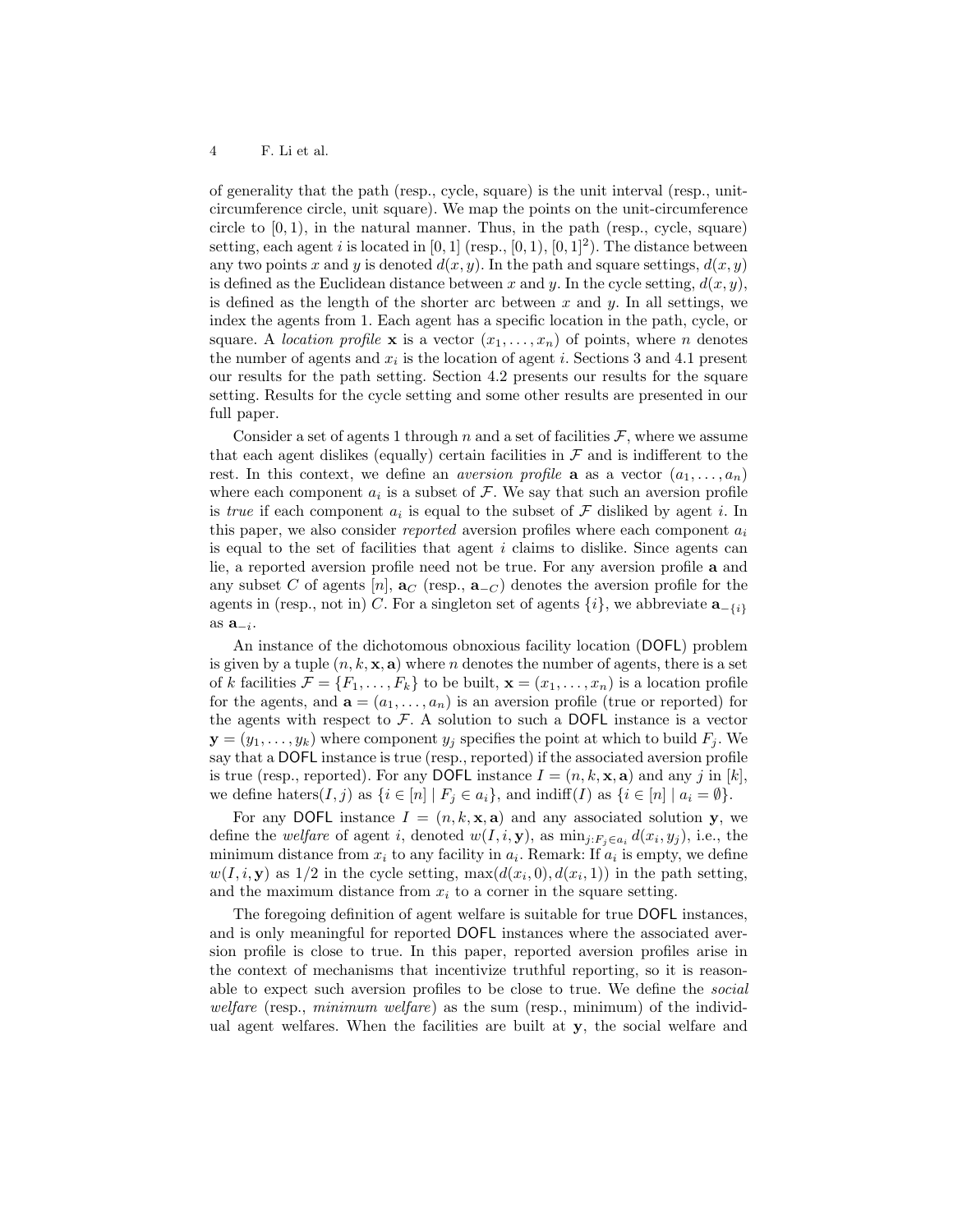of generality that the path (resp., cycle, square) is the unit interval (resp., unit-circumference circle, unit square). We map the points on the unit-circumference circle to $[0, 1)$, in the natural manner. Thus, in the path (resp., cycle, square) setting, each agent $i$ is located in $[0, 1]$ (resp., $[0, 1)$, $[0, 1]^2$). The distance between any two points $x$ and $y$ is denoted $d(x, y)$. In the path and square settings, $d(x, y)$ is defined as the Euclidean distance between $x$ and $y$. In the cycle setting, $d(x, y)$, is defined as the length of the shorter arc between $x$ and $y$. In all settings, we index the agents from 1. Each agent has a specific location in the path, cycle, or square. A *location profile* $\mathbf{x}$ is a vector $(x_1, \ldots, x_n)$ of points, where $n$ denotes the number of agents and $x_i$ is the location of agent $i$. Sections 3 and 4.1 present our results for the path setting. Section 4.2 presents our results for the square setting. Results for the cycle setting and some other results are presented in our full paper.

Consider a set of agents 1 through $n$ and a set of facilities $\mathcal{F}$, where we assume that each agent dislikes (equally) certain facilities in $\mathcal{F}$ and is indifferent to the rest. In this context, we define an *aversion profile* $\mathbf{a}$ as a vector $(a_1, \ldots, a_n)$ where each component $a_i$ is a subset of $\mathcal{F}$. We say that such an aversion profile is *true* if each component $a_i$ is equal to the subset of $\mathcal{F}$ disliked by agent $i$. In this paper, we also consider *reported* aversion profiles where each component $a_i$ is equal to the set of facilities that agent $i$ claims to dislike. Since agents can lie, a reported aversion profile need not be true. For any aversion profile $\mathbf{a}$ and any subset $C$ of agents $[n]$, $\mathbf{a}_C$ (resp., $\mathbf{a}_{-C}$) denotes the aversion profile for the agents in (resp., not in) $C$. For a singleton set of agents $\{i\}$, we abbreviate $\mathbf{a}_{-\{i\}}$ as $\mathbf{a}_{-i}$.

An instance of the dichotomous obnoxious facility location (DOFL) problem is given by a tuple $(n, k, \mathbf{x}, \mathbf{a})$ where $n$ denotes the number of agents, there is a set of $k$ facilities $\mathcal{F} = \{F_1, \ldots, F_k\}$ to be built, $\mathbf{x} = (x_1, \ldots, x_n)$ is a location profile for the agents, and $\mathbf{a} = (a_1, \ldots, a_n)$ is an aversion profile (true or reported) for the agents with respect to $\mathcal{F}$. A solution to such a DOFL instance is a vector $\mathbf{y} = (y_1, \ldots, y_k)$ where component $y_j$ specifies the point at which to build $F_j$. We say that a DOFL instance is true (resp., reported) if the associated aversion profile is true (resp., reported). For any DOFL instance $I = (n, k, \mathbf{x}, \mathbf{a})$ and any $j$ in $[k]$, we define haters$(I, j)$ as $\{i \in [n] \mid F_j \in a_i\}$, and indiff$(I)$ as $\{i \in [n] \mid a_i = \emptyset\}$.

For any DOFL instance $I = (n, k, \mathbf{x}, \mathbf{a})$ and any associated solution $\mathbf{y}$, we define the *welfare* of agent $i$, denoted $w(I, i, \mathbf{y})$, as $\min_{j:F_j \in a_i} d(x_i, y_j)$, i.e., the minimum distance from $x_i$ to any facility in $a_i$. Remark: If $a_i$ is empty, we define $w(I, i, \mathbf{y})$ as $1/2$ in the cycle setting, $\max(d(x_i, 0), d(x_i, 1))$ in the path setting, and the maximum distance from $x_i$ to a corner in the square setting.

The foregoing definition of agent welfare is suitable for true DOFL instances, and is only meaningful for reported DOFL instances where the associated aversion profile is close to true. In this paper, reported aversion profiles arise in the context of mechanisms that incentivize truthful reporting, so it is reasonable to expect such aversion profiles to be close to true. We define the *social welfare* (resp., *minimum welfare*) as the sum (resp., minimum) of the individual agent welfares. When the facilities are built at $\mathbf{y}$, the social welfare and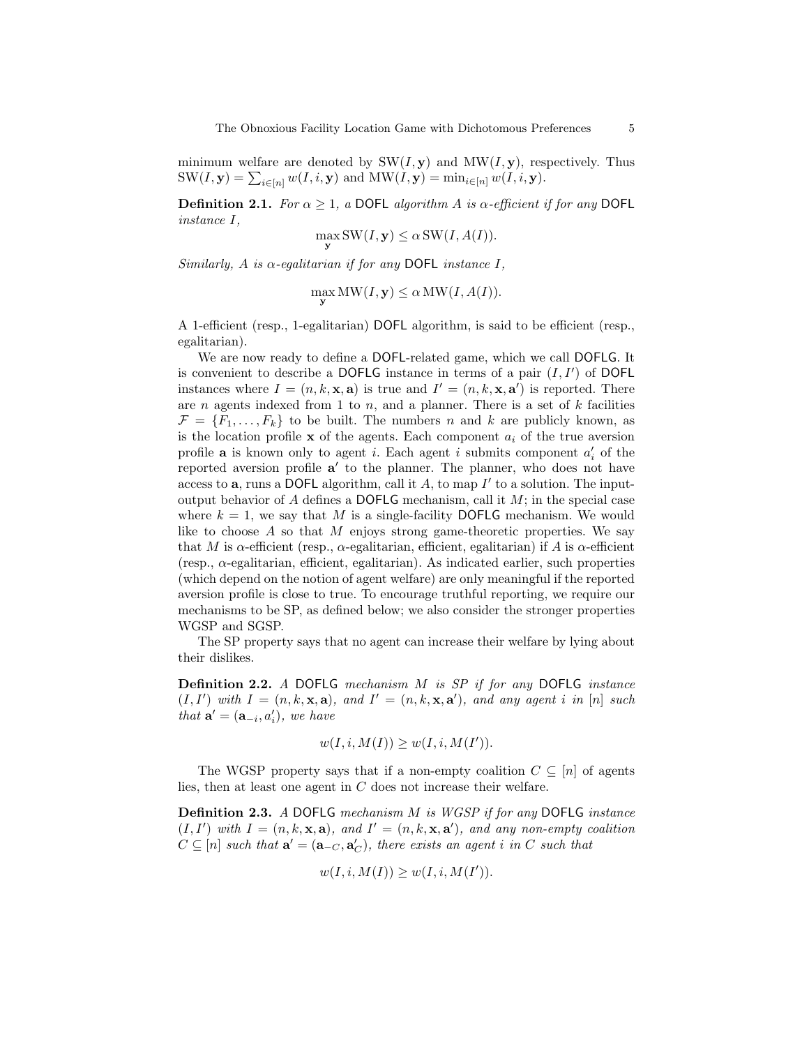minimum welfare are denoted by $\mathrm{SW}(I, \mathbf{y})$ and $\mathrm{MW}(I, \mathbf{y})$, respectively. Thus $\mathrm{SW}(I, \mathbf{y}) = \sum_{i \in [n]} w(I, i, \mathbf{y})$ and $\mathrm{MW}(I, \mathbf{y}) = \min_{i \in [n]} w(I, i, \mathbf{y})$.

**Definition 2.1.** *For $\alpha \geq 1$, a* DOFL *algorithm $A$ is $\alpha$-efficient if for any* DOFL *instance $I$,*

$$\max_{\mathbf{y}} \mathrm{SW}(I, \mathbf{y}) \leq \alpha \, \mathrm{SW}(I, A(I)).$$

*Similarly, $A$ is $\alpha$-egalitarian if for any* DOFL *instance $I$,*

$$\max_{\mathbf{y}} \mathrm{MW}(I, \mathbf{y}) \leq \alpha \, \mathrm{MW}(I, A(I)).$$

A 1-efficient (resp., 1-egalitarian) DOFL algorithm, is said to be efficient (resp., egalitarian).

We are now ready to define a DOFL-related game, which we call DOFLG. It is convenient to describe a DOFLG instance in terms of a pair $(I, I')$ of DOFL instances where $I = (n, k, \mathbf{x}, \mathbf{a})$ is true and $I' = (n, k, \mathbf{x}, \mathbf{a}')$ is reported. There are $n$ agents indexed from 1 to $n$, and a planner. There is a set of $k$ facilities $\mathcal{F} = \{F_1, \ldots, F_k\}$ to be built. The numbers $n$ and $k$ are publicly known, as is the location profile $\mathbf{x}$ of the agents. Each component $a_i$ of the true aversion profile $\mathbf{a}$ is known only to agent $i$. Each agent $i$ submits component $a'_i$ of the reported aversion profile $\mathbf{a}'$ to the planner. The planner, who does not have access to $\mathbf{a}$, runs a DOFL algorithm, call it $A$, to map $I'$ to a solution. The input-output behavior of $A$ defines a DOFLG mechanism, call it $M$; in the special case where $k = 1$, we say that $M$ is a single-facility DOFLG mechanism. We would like to choose $A$ so that $M$ enjoys strong game-theoretic properties. We say that $M$ is $\alpha$-efficient (resp., $\alpha$-egalitarian, efficient, egalitarian) if $A$ is $\alpha$-efficient (resp., $\alpha$-egalitarian, efficient, egalitarian). As indicated earlier, such properties (which depend on the notion of agent welfare) are only meaningful if the reported aversion profile is close to true. To encourage truthful reporting, we require our mechanisms to be SP, as defined below; we also consider the stronger properties WGSP and SGSP.

The SP property says that no agent can increase their welfare by lying about their dislikes.

**Definition 2.2.** *A* DOFLG *mechanism $M$ is SP if for any* DOFLG *instance $(I, I')$ with $I = (n, k, \mathbf{x}, \mathbf{a})$, and $I' = (n, k, \mathbf{x}, \mathbf{a}')$, and any agent $i$ in $[n]$ such that $\mathbf{a}' = (\mathbf{a}_{-i}, a'_i)$, we have*

$$w(I, i, M(I)) \geq w(I, i, M(I')).$$

The WGSP property says that if a non-empty coalition $C \subseteq [n]$ of agents lies, then at least one agent in $C$ does not increase their welfare.

**Definition 2.3.** *A* DOFLG *mechanism $M$ is WGSP if for any* DOFLG *instance $(I, I')$ with $I = (n, k, \mathbf{x}, \mathbf{a})$, and $I' = (n, k, \mathbf{x}, \mathbf{a}')$, and any non-empty coalition $C \subseteq [n]$ such that $\mathbf{a}' = (\mathbf{a}_{-C}, \mathbf{a}'_C)$, there exists an agent $i$ in $C$ such that*

$$w(I, i, M(I)) \geq w(I, i, M(I')).$$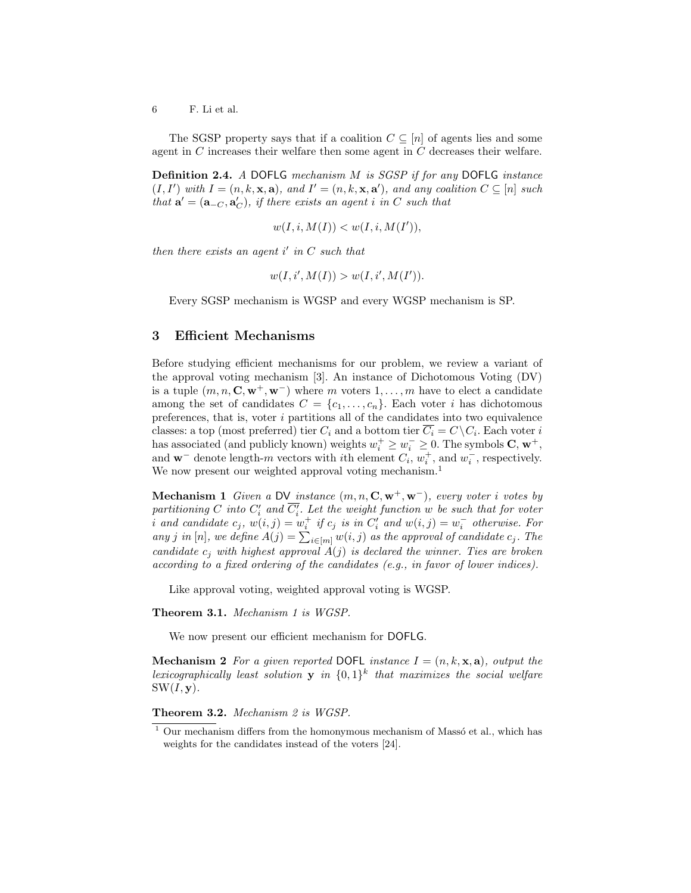The SGSP property says that if a coalition $C \subseteq [n]$ of agents lies and some agent in $C$ increases their welfare then some agent in $C$ decreases their welfare.

**Definition 2.4.** *A* DOFLG *mechanism $M$ is SGSP if for any* DOFLG *instance $(I, I')$ with $I = (n, k, \mathbf{x}, \mathbf{a})$, and $I' = (n, k, \mathbf{x}, \mathbf{a}')$, and any coalition $C \subseteq [n]$ such that $\mathbf{a}' = (\mathbf{a}_{-C}, \mathbf{a}'_C)$, if there exists an agent $i$ in $C$ such that*

$$w(I, i, M(I)) < w(I, i, M(I')),$$

*then there exists an agent $i'$ in $C$ such that*

$$w(I, i', M(I)) > w(I, i', M(I')).$$

Every SGSP mechanism is WGSP and every WGSP mechanism is SP.

## 3 Efficient Mechanisms

Before studying efficient mechanisms for our problem, we review a variant of the approval voting mechanism [3]. An instance of Dichotomous Voting (DV) is a tuple $(m, n, \mathbf{C}, \mathbf{w}^+, \mathbf{w}^-)$ where $m$ voters $1, \ldots, m$ have to elect a candidate among the set of candidates $C = \{c_1, \ldots, c_n\}$. Each voter $i$ has dichotomous preferences, that is, voter $i$ partitions all of the candidates into two equivalence classes: a top (most preferred) tier $C_i$ and a bottom tier $\overline{C_i} = C \setminus C_i$. Each voter $i$ has associated (and publicly known) weights $w_i^+ \geq w_i^- \geq 0$. The symbols $\mathbf{C}$, $\mathbf{w}^+$, and $\mathbf{w}^-$ denote length-$m$ vectors with $i$th element $C_i$, $w_i^+$, and $w_i^-$, respectively. We now present our weighted approval voting mechanism.[1]

**Mechanism 1** *Given a* DV *instance $(m, n, \mathbf{C}, \mathbf{w}^+, \mathbf{w}^-)$, every voter $i$ votes by partitioning $C$ into $C'_i$ and $\overline{C'_i}$. Let the weight function $w$ be such that for voter $i$ and candidate $c_j$, $w(i, j) = w_i^+$ if $c_j$ is in $C'_i$ and $w(i, j) = w_i^-$ otherwise. For any $j$ in $[n]$, we define $A(j) = \sum_{i \in [m]} w(i, j)$ as the approval of candidate $c_j$. The candidate $c_j$ with highest approval $A(j)$ is declared the winner. Ties are broken according to a fixed ordering of the candidates (e.g., in favor of lower indices).*

Like approval voting, weighted approval voting is WGSP.

**Theorem 3.1.** *Mechanism 1 is WGSP.*

We now present our efficient mechanism for DOFLG.

**Mechanism 2** *For a given reported* DOFL *instance $I = (n, k, \mathbf{x}, \mathbf{a})$, output the lexicographically least solution $\mathbf{y}$ in $\{0, 1\}^k$ that maximizes the social welfare $\mathrm{SW}(I, \mathbf{y})$.*

**Theorem 3.2.** *Mechanism 2 is WGSP.*

[1] Our mechanism differs from the homonymous mechanism of Massó et al., which has weights for the candidates instead of the voters [24].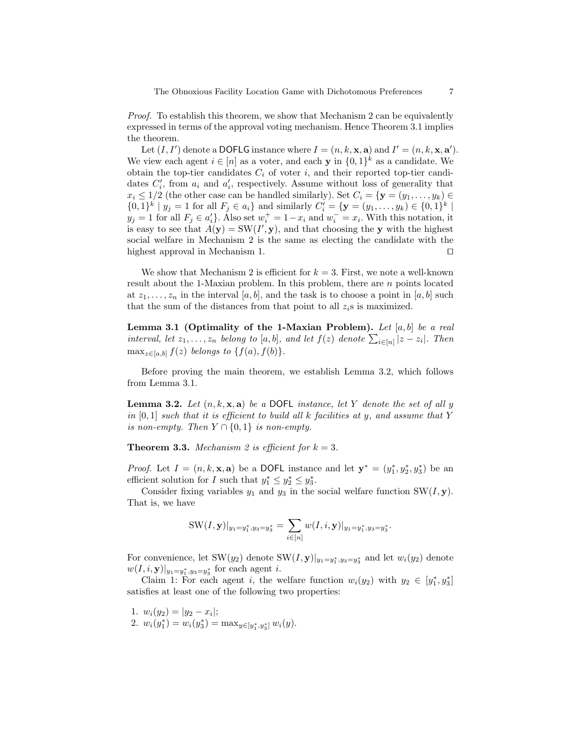*Proof.* To establish this theorem, we show that Mechanism 2 can be equivalently expressed in terms of the approval voting mechanism. Hence Theorem 3.1 implies the theorem.

Let $(I, I')$ denote a $\mathsf{DOFLG}$ instance where $I = (n, k, \mathbf{x}, \mathbf{a})$ and $I' = (n, k, \mathbf{x}, \mathbf{a}')$. We view each agent $i \in [n]$ as a voter, and each $\mathbf{y}$ in $\{0,1\}^k$ as a candidate. We obtain the top-tier candidates $C_i$ of voter $i$, and their reported top-tier candidates $C'_i$, from $a_i$ and $a'_i$, respectively. Assume without loss of generality that $x_i \leq 1/2$ (the other case can be handled similarly). Set $C_i = \{\mathbf{y} = (y_1, \ldots, y_k) \in \{0,1\}^k \mid y_j = 1 \text{ for all } F_j \in a_i\}$ and similarly $C'_i = \{\mathbf{y} = (y_1, \ldots, y_k) \in \{0,1\}^k \mid y_j = 1 \text{ for all } F_j \in a'_i\}$. Also set $w_i^+ = 1 - x_i$ and $w_i^- = x_i$. With this notation, it is easy to see that $A(\mathbf{y}) = \mathrm{SW}(I', \mathbf{y})$, and that choosing the $\mathbf{y}$ with the highest social welfare in Mechanism 2 is the same as electing the candidate with the highest approval in Mechanism 1. $\square$

We show that Mechanism 2 is efficient for $k = 3$. First, we note a well-known result about the 1-Maxian problem. In this problem, there are $n$ points located at $z_1, \ldots, z_n$ in the interval $[a, b]$, and the task is to choose a point in $[a, b]$ such that the sum of the distances from that point to all $z_i$s is maximized.

**Lemma 3.1 (Optimality of the 1-Maxian Problem).** *Let $[a, b]$ be a real interval, let $z_1, \ldots, z_n$ belong to $[a, b]$, and let $f(z)$ denote $\sum_{i \in [n]} |z - z_i|$. Then $\max_{z \in [a,b]} f(z)$ belongs to $\{f(a), f(b)\}$.*

Before proving the main theorem, we establish Lemma 3.2, which follows from Lemma 3.1.

**Lemma 3.2.** *Let $(n, k, \mathbf{x}, \mathbf{a})$ be a $\mathsf{DOFL}$ instance, let $Y$ denote the set of all $y$ in $[0, 1]$ such that it is efficient to build all $k$ facilities at $y$, and assume that $Y$ is non-empty. Then $Y \cap \{0, 1\}$ is non-empty.*

**Theorem 3.3.** *Mechanism 2 is efficient for $k = 3$.*

*Proof.* Let $I = (n, k, \mathbf{x}, \mathbf{a})$ be a $\mathsf{DOFL}$ instance and let $\mathbf{y}^* = (y_1^*, y_2^*, y_3^*)$ be an efficient solution for $I$ such that $y_1^* \leq y_2^* \leq y_3^*$.

Consider fixing variables $y_1$ and $y_3$ in the social welfare function $\mathrm{SW}(I, \mathbf{y})$. That is, we have

$$\mathrm{SW}(I, \mathbf{y})|_{y_1 = y_1^*, y_3 = y_3^*} = \sum_{i \in [n]} w(I, i, \mathbf{y})|_{y_1 = y_1^*, y_3 = y_3^*}.$$

For convenience, let $\mathrm{SW}(y_2)$ denote $\mathrm{SW}(I, \mathbf{y})|_{y_1 = y_1^*, y_3 = y_3^*}$ and let $w_i(y_2)$ denote $w(I, i, \mathbf{y})|_{y_1 = y_1^*, y_3 = y_3^*}$ for each agent $i$.

Claim 1: For each agent $i$, the welfare function $w_i(y_2)$ with $y_2 \in [y_1^*, y_3^*]$ satisfies at least one of the following two properties:

1. $w_i(y_2) = |y_2 - x_i|$;
2. $w_i(y_1^*) = w_i(y_3^*) = \max_{y \in [y_1^*, y_3^*]} w_i(y)$.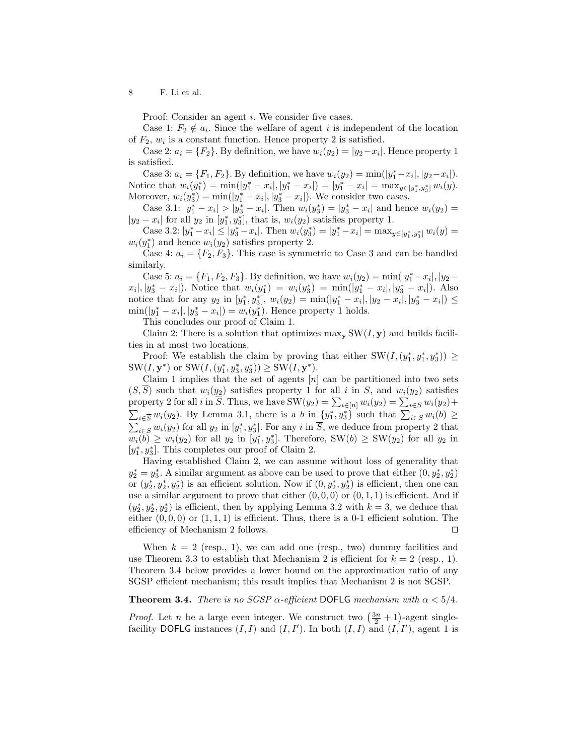Proof: Consider an agent $i$. We consider five cases.

Case 1: $F_2 \notin a_i$. Since the welfare of agent $i$ is independent of the location of $F_2$, $w_i$ is a constant function. Hence property 2 is satisfied.

Case 2: $a_i = \{F_2\}$. By definition, we have $w_i(y_2) = |y_2 - x_i|$. Hence property 1 is satisfied.

Case 3: $a_i = \{F_1, F_2\}$. By definition, we have $w_i(y_2) = \min(|y_1^* - x_i|, |y_2 - x_i|)$. Notice that $w_i(y_1^*) = \min(|y_1^* - x_i|, |y_1^* - x_i|) = |y_1^* - x_i| = \max_{y \in [y_1^*, y_3^*]} w_i(y)$. Moreover, $w_i(y_3^*) = \min(|y_1^* - x_i|, |y_3^* - x_i|)$. We consider two cases.

Case 3.1: $|y_1^* - x_i| > |y_3^* - x_i|$. Then $w_i(y_3^*) = |y_3^* - x_i|$ and hence $w_i(y_2) = |y_2 - x_i|$ for all $y_2$ in $[y_1^*, y_3^*]$, that is, $w_i(y_2)$ satisfies property 1.

Case 3.2: $|y_1^* - x_i| \leq |y_3^* - x_i|$. Then $w_i(y_3^*) = |y_1^* - x_i| = \max_{y \in [y_1^*, y_3^*]} w_i(y) = w_i(y_1^*)$ and hence $w_i(y_2)$ satisfies property 2.

Case 4: $a_i = \{F_2, F_3\}$. This case is symmetric to Case 3 and can be handled similarly.

Case 5: $a_i = \{F_1, F_2, F_3\}$. By definition, we have $w_i(y_2) = \min(|y_1^* - x_i|, |y_2 - x_i|, |y_3^* - x_i|)$. Notice that $w_i(y_1^*) = w_i(y_3^*) = \min(|y_1^* - x_i|, |y_3^* - x_i|)$. Also notice that for any $y_2$ in $[y_1^*, y_3^*]$, $w_i(y_2) = \min(|y_1^* - x_i|, |y_2 - x_i|, |y_3^* - x_i|) \leq \min(|y_1^* - x_i|, |y_3^* - x_i|) = w_i(y_1^*)$. Hence property 1 holds.

This concludes our proof of Claim 1.

Claim 2: There is a solution that optimizes $\max_{\mathbf{y}} \mathrm{SW}(I, \mathbf{y})$ and builds facilities in at most two locations.

Proof: We establish the claim by proving that either $\mathrm{SW}(I, (y_1^*, y_1^*, y_3^*)) \geq \mathrm{SW}(I, \mathbf{y}^*)$ or $\mathrm{SW}(I, (y_1^*, y_3^*, y_3^*)) \geq \mathrm{SW}(I, \mathbf{y}^*)$.

Claim 1 implies that the set of agents $[n]$ can be partitioned into two sets $(S, \overline{S})$ such that $w_i(y_2)$ satisfies property 1 for all $i$ in $S$, and $w_i(y_2)$ satisfies property 2 for all $i$ in $\overline{S}$. Thus, we have $\mathrm{SW}(y_2) = \sum_{i \in [n]} w_i(y_2) = \sum_{i \in S} w_i(y_2) + \sum_{i \in \overline{S}} w_i(y_2)$. By Lemma 3.1, there is a $b$ in $\{y_1^*, y_3^*\}$ such that $\sum_{i \in S} w_i(b) \geq \sum_{i \in S} w_i(y_2)$ for all $y_2$ in $[y_1^*, y_3^*]$. For any $i$ in $\overline{S}$, we deduce from property 2 that $w_i(b) \geq w_i(y_2)$ for all $y_2$ in $[y_1^*, y_3^*]$. Therefore, $\mathrm{SW}(b) \geq \mathrm{SW}(y_2)$ for all $y_2$ in $[y_1^*, y_3^*]$. This completes our proof of Claim 2.

Having established Claim 2, we can assume without loss of generality that $y_2^* = y_3^*$. A similar argument as above can be used to prove that either $(0, y_2^*, y_2^*)$ or $(y_2^*, y_2^*, y_2^*)$ is an efficient solution. Now if $(0, y_2^*, y_2^*)$ is efficient, then one can use a similar argument to prove that either $(0, 0, 0)$ or $(0, 1, 1)$ is efficient. And if $(y_2^*, y_2^*, y_2^*)$ is efficient, then by applying Lemma 3.2 with $k = 3$, we deduce that either $(0, 0, 0)$ or $(1, 1, 1)$ is efficient. Thus, there is a 0-1 efficient solution. The efficiency of Mechanism 2 follows. □

When $k = 2$ (resp., 1), we can add one (resp., two) dummy facilities and use Theorem 3.3 to establish that Mechanism 2 is efficient for $k = 2$ (resp., 1). Theorem 3.4 below provides a lower bound on the approximation ratio of any SGSP efficient mechanism; this result implies that Mechanism 2 is not SGSP.

**Theorem 3.4.** *There is no SGSP $\alpha$-efficient* DOFLG *mechanism with $\alpha < 5/4$.*

*Proof.* Let $n$ be a large even integer. We construct two $\left(\frac{3n}{2} + 1\right)$-agent single-facility DOFLG instances $(I, I)$ and $(I, I')$. In both $(I, I)$ and $(I, I')$, agent 1 is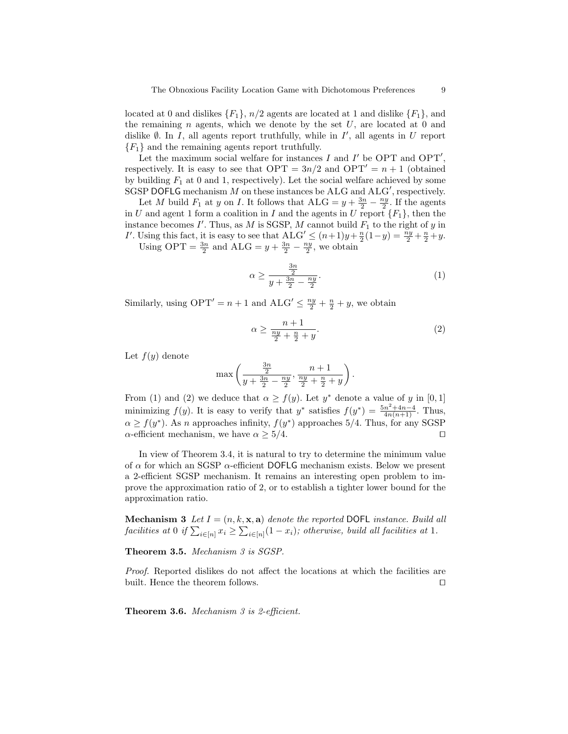located at 0 and dislikes $\{F_1\}$, $n/2$ agents are located at 1 and dislike $\{F_1\}$, and the remaining $n$ agents, which we denote by the set $U$, are located at 0 and dislike $\emptyset$. In $I$, all agents report truthfully, while in $I'$, all agents in $U$ report $\{F_1\}$ and the remaining agents report truthfully.

Let the maximum social welfare for instances $I$ and $I'$ be OPT and OPT$'$, respectively. It is easy to see that $\text{OPT} = 3n/2$ and $\text{OPT}' = n + 1$ (obtained by building $F_1$ at 0 and 1, respectively). Let the social welfare achieved by some SGSP DOFLG mechanism $M$ on these instances be ALG and ALG$'$, respectively.

Let $M$ build $F_1$ at $y$ on $I$. It follows that $\text{ALG} = y + \frac{3n}{2} - \frac{ny}{2}$. If the agents in $U$ and agent 1 form a coalition in $I$ and the agents in $U$ report $\{F_1\}$, then the instance becomes $I'$. Thus, as $M$ is SGSP, $M$ cannot build $F_1$ to the right of $y$ in $I'$. Using this fact, it is easy to see that $\text{ALG}' \leq (n+1)y + \frac{n}{2}(1-y) = \frac{ny}{2} + \frac{n}{2} + y$.

Using $\text{OPT} = \frac{3n}{2}$ and $\text{ALG} = y + \frac{3n}{2} - \frac{ny}{2}$, we obtain

$$\alpha \geq \frac{\frac{3n}{2}}{y + \frac{3n}{2} - \frac{ny}{2}}. \tag{1}$$

Similarly, using $\text{OPT}' = n + 1$ and $\text{ALG}' \leq \frac{ny}{2} + \frac{n}{2} + y$, we obtain

$$\alpha \geq \frac{n+1}{\frac{ny}{2} + \frac{n}{2} + y}. \tag{2}$$

Let $f(y)$ denote

$$\max\left(\frac{\frac{3n}{2}}{y + \frac{3n}{2} - \frac{ny}{2}}, \frac{n+1}{\frac{ny}{2} + \frac{n}{2} + y}\right).$$

From (1) and (2) we deduce that $\alpha \geq f(y)$. Let $y^*$ denote a value of $y$ in $[0, 1]$ minimizing $f(y)$. It is easy to verify that $y^*$ satisfies $f(y^*) = \frac{5n^2+4n-4}{4n(n+1)}$. Thus, $\alpha \geq f(y^*)$. As $n$ approaches infinity, $f(y^*)$ approaches $5/4$. Thus, for any SGSP $\alpha$-efficient mechanism, we have $\alpha \geq 5/4$. ◻

In view of Theorem 3.4, it is natural to try to determine the minimum value of $\alpha$ for which an SGSP $\alpha$-efficient DOFLG mechanism exists. Below we present a 2-efficient SGSP mechanism. It remains an interesting open problem to improve the approximation ratio of 2, or to establish a tighter lower bound for the approximation ratio.

**Mechanism 3** *Let $I = (n, k, \mathbf{x}, \mathbf{a})$ denote the reported DOFL instance. Build all facilities at 0 if $\sum_{i\in[n]} x_i \geq \sum_{i\in[n]}(1 - x_i)$; otherwise, build all facilities at 1.*

**Theorem 3.5.** *Mechanism 3 is SGSP.*

*Proof.* Reported dislikes do not affect the locations at which the facilities are built. Hence the theorem follows. ◻

**Theorem 3.6.** *Mechanism 3 is 2-efficient.*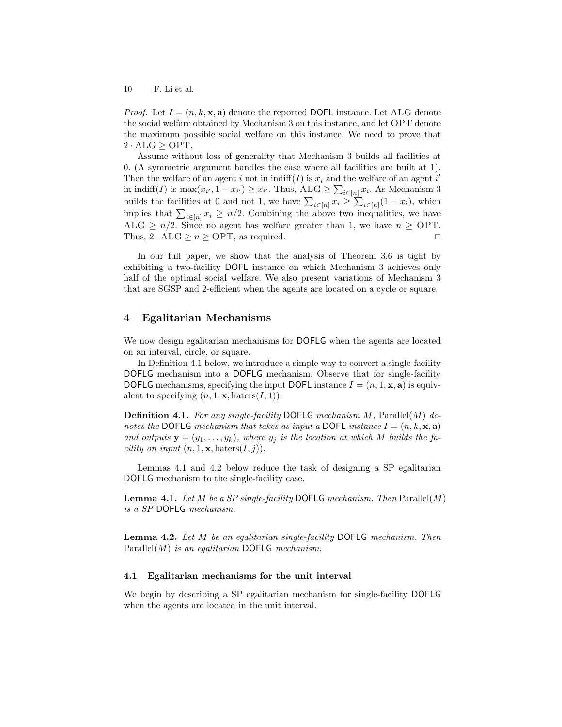*Proof.* Let $I = (n, k, \mathbf{x}, \mathbf{a})$ denote the reported DOFL instance. Let ALG denote the social welfare obtained by Mechanism 3 on this instance, and let OPT denote the maximum possible social welfare on this instance. We need to prove that $2 \cdot \text{ALG} \geq \text{OPT}$.

Assume without loss of generality that Mechanism 3 builds all facilities at 0. (A symmetric argument handles the case where all facilities are built at 1). Then the welfare of an agent $i$ not in $\text{indiff}(I)$ is $x_i$ and the welfare of an agent $i'$ in $\text{indiff}(I)$ is $\max(x_{i'}, 1 - x_{i'}) \geq x_{i'}$. Thus, $\text{ALG} \geq \sum_{i \in [n]} x_i$. As Mechanism 3 builds the facilities at 0 and not 1, we have $\sum_{i \in [n]} x_i \geq \sum_{i \in [n]} (1 - x_i)$, which implies that $\sum_{i \in [n]} x_i \geq n/2$. Combining the above two inequalities, we have $\text{ALG} \geq n/2$. Since no agent has welfare greater than 1, we have $n \geq \text{OPT}$. Thus, $2 \cdot \text{ALG} \geq n \geq \text{OPT}$, as required. ◻

In our full paper, we show that the analysis of Theorem 3.6 is tight by exhibiting a two-facility DOFL instance on which Mechanism 3 achieves only half of the optimal social welfare. We also present variations of Mechanism 3 that are SGSP and 2-efficient when the agents are located on a cycle or square.

## 4 Egalitarian Mechanisms

We now design egalitarian mechanisms for DOFLG when the agents are located on an interval, circle, or square.

In Definition 4.1 below, we introduce a simple way to convert a single-facility DOFLG mechanism into a DOFLG mechanism. Observe that for single-facility DOFLG mechanisms, specifying the input DOFL instance $I = (n, 1, \mathbf{x}, \mathbf{a})$ is equivalent to specifying $(n, 1, \mathbf{x}, \text{haters}(I, 1))$.

**Definition 4.1.** *For any single-facility DOFLG mechanism $M$, $\text{Parallel}(M)$ denotes the DOFLG mechanism that takes as input a DOFL instance $I = (n, k, \mathbf{x}, \mathbf{a})$ and outputs $\mathbf{y} = (y_1, \ldots, y_k)$, where $y_j$ is the location at which $M$ builds the facility on input $(n, 1, \mathbf{x}, \text{haters}(I, j))$.*

Lemmas 4.1 and 4.2 below reduce the task of designing a SP egalitarian DOFLG mechanism to the single-facility case.

**Lemma 4.1.** *Let $M$ be a SP single-facility DOFLG mechanism. Then $\text{Parallel}(M)$ is a SP DOFLG mechanism.*

**Lemma 4.2.** *Let $M$ be an egalitarian single-facility DOFLG mechanism. Then $\text{Parallel}(M)$ is an egalitarian DOFLG mechanism.*

### 4.1 Egalitarian mechanisms for the unit interval

We begin by describing a SP egalitarian mechanism for single-facility DOFLG when the agents are located in the unit interval.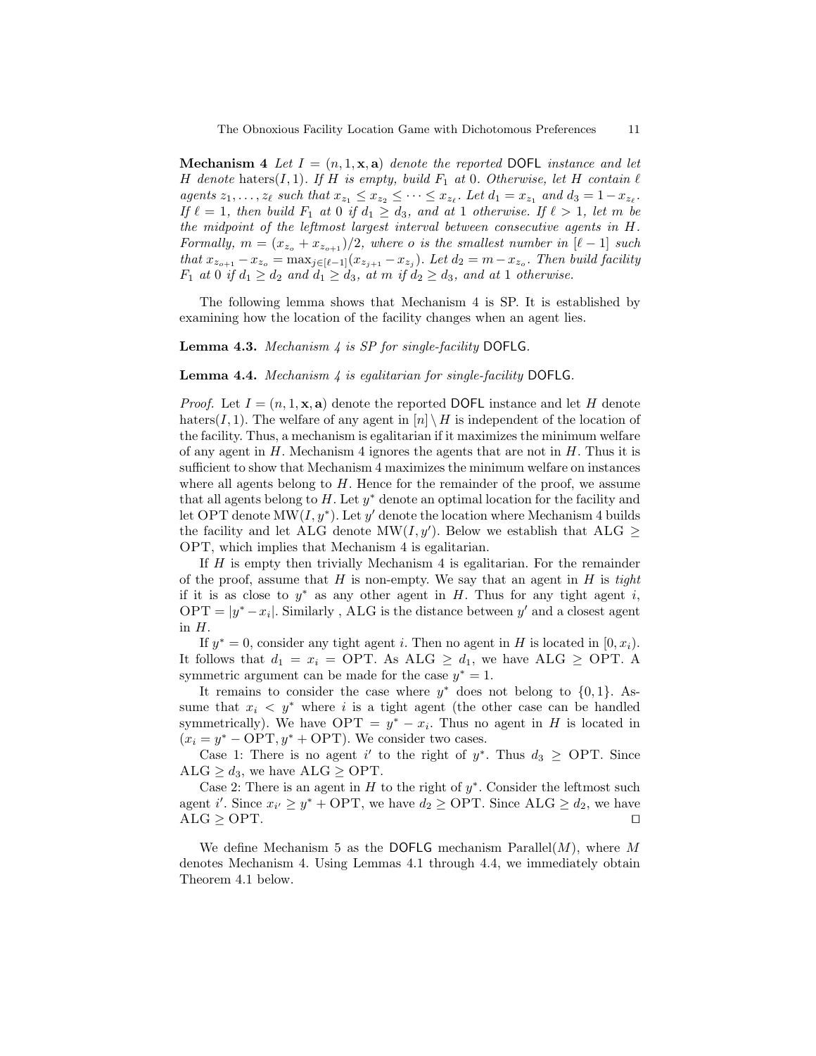**Mechanism 4** *Let $I = (n, 1, \mathbf{x}, \mathbf{a})$ denote the reported* DOFL *instance and let $H$ denote* haters$(I, 1)$. *If $H$ is empty, build $F_1$ at 0. Otherwise, let $H$ contain $\ell$ agents $z_1, \ldots, z_\ell$ such that $x_{z_1} \leq x_{z_2} \leq \cdots \leq x_{z_\ell}$. Let $d_1 = x_{z_1}$ and $d_3 = 1 - x_{z_\ell}$. If $\ell = 1$, then build $F_1$ at 0 if $d_1 \geq d_3$, and at 1 otherwise. If $\ell > 1$, let $m$ be the midpoint of the leftmost largest interval between consecutive agents in $H$. Formally, $m = (x_{z_o} + x_{z_{o+1}})/2$, where $o$ is the smallest number in $[\ell - 1]$ such that $x_{z_{o+1}} - x_{z_o} = \max_{j \in [\ell-1]}(x_{z_{j+1}} - x_{z_j})$. Let $d_2 = m - x_{z_o}$. Then build facility $F_1$ at 0 if $d_1 \geq d_2$ and $d_1 \geq d_3$, at $m$ if $d_2 \geq d_3$, and at 1 otherwise.*

The following lemma shows that Mechanism 4 is SP. It is established by examining how the location of the facility changes when an agent lies.

**Lemma 4.3.** *Mechanism 4 is SP for single-facility* DOFLG.

**Lemma 4.4.** *Mechanism 4 is egalitarian for single-facility* DOFLG.

*Proof.* Let $I = (n, 1, \mathbf{x}, \mathbf{a})$ denote the reported DOFL instance and let $H$ denote haters$(I, 1)$. The welfare of any agent in $[n] \setminus H$ is independent of the location of the facility. Thus, a mechanism is egalitarian if it maximizes the minimum welfare of any agent in $H$. Mechanism 4 ignores the agents that are not in $H$. Thus it is sufficient to show that Mechanism 4 maximizes the minimum welfare on instances where all agents belong to $H$. Hence for the remainder of the proof, we assume that all agents belong to $H$. Let $y^*$ denote an optimal location for the facility and let OPT denote $\text{MW}(I, y^*)$. Let $y'$ denote the location where Mechanism 4 builds the facility and let ALG denote $\text{MW}(I, y')$. Below we establish that ALG $\geq$ OPT, which implies that Mechanism 4 is egalitarian.

If $H$ is empty then trivially Mechanism 4 is egalitarian. For the remainder of the proof, assume that $H$ is non-empty. We say that an agent in $H$ is *tight* if it is as close to $y^*$ as any other agent in $H$. Thus for any tight agent $i$, $\text{OPT} = |y^* - x_i|$. Similarly , ALG is the distance between $y'$ and a closest agent in $H$.

If $y^* = 0$, consider any tight agent $i$. Then no agent in $H$ is located in $[0, x_i)$. It follows that $d_1 = x_i = \text{OPT}$. As $\text{ALG} \geq d_1$, we have $\text{ALG} \geq \text{OPT}$. A symmetric argument can be made for the case $y^* = 1$.

It remains to consider the case where $y^*$ does not belong to $\{0, 1\}$. Assume that $x_i < y^*$ where $i$ is a tight agent (the other case can be handled symmetrically). We have $\text{OPT} = y^* - x_i$. Thus no agent in $H$ is located in $(x_i = y^* - \text{OPT}, y^* + \text{OPT})$. We consider two cases.

Case 1: There is no agent $i'$ to the right of $y^*$. Thus $d_3 \geq \text{OPT}$. Since $\text{ALG} \geq d_3$, we have $\text{ALG} \geq \text{OPT}$.

Case 2: There is an agent in $H$ to the right of $y^*$. Consider the leftmost such agent $i'$. Since $x_{i'} \geq y^* + \text{OPT}$, we have $d_2 \geq \text{OPT}$. Since $\text{ALG} \geq d_2$, we have $\text{ALG} \geq \text{OPT}$. $\square$

We define Mechanism 5 as the DOFLG mechanism Parallel$(M)$, where $M$ denotes Mechanism 4. Using Lemmas 4.1 through 4.4, we immediately obtain Theorem 4.1 below.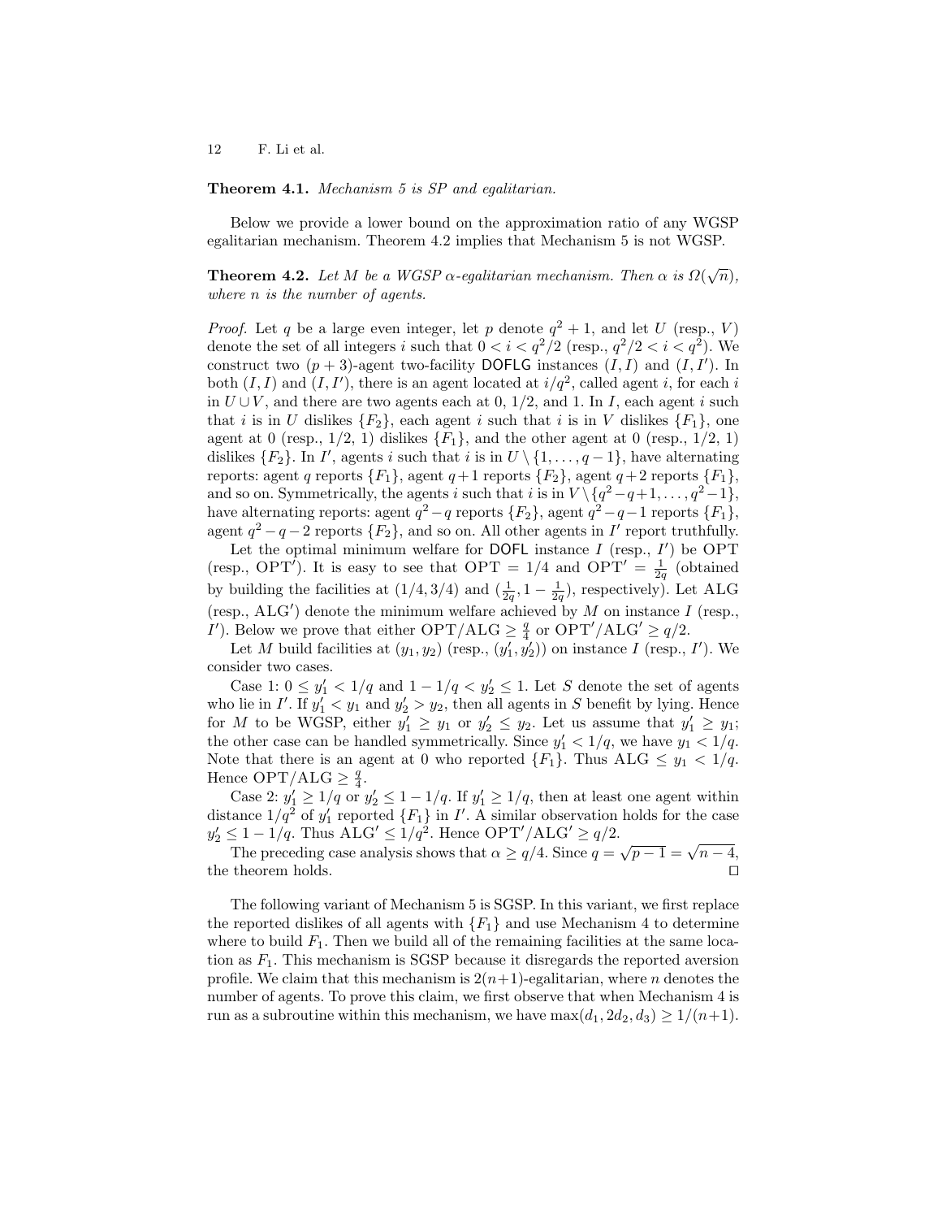**Theorem 4.1.** *Mechanism 5 is SP and egalitarian.*

Below we provide a lower bound on the approximation ratio of any WGSP egalitarian mechanism. Theorem 4.2 implies that Mechanism 5 is not WGSP.

**Theorem 4.2.** *Let $M$ be a WGSP $\alpha$-egalitarian mechanism. Then $\alpha$ is $\Omega(\sqrt{n})$, where $n$ is the number of agents.*

*Proof.* Let $q$ be a large even integer, let $p$ denote $q^2 + 1$, and let $U$ (resp., $V$) denote the set of all integers $i$ such that $0 < i < q^2/2$ (resp., $q^2/2 < i < q^2$). We construct two $(p + 3)$-agent two-facility DOFLG instances $(I, I)$ and $(I, I')$. In both $(I, I)$ and $(I, I')$, there is an agent located at $i/q^2$, called agent $i$, for each $i$ in $U \cup V$, and there are two agents each at 0, 1/2, and 1. In $I$, each agent $i$ such that $i$ is in $U$ dislikes $\{F_2\}$, each agent $i$ such that $i$ is in $V$ dislikes $\{F_1\}$, one agent at 0 (resp., 1/2, 1) dislikes $\{F_1\}$, and the other agent at 0 (resp., 1/2, 1) dislikes $\{F_2\}$. In $I'$, agents $i$ such that $i$ is in $U \setminus \{1, \ldots, q-1\}$, have alternating reports: agent $q$ reports $\{F_1\}$, agent $q+1$ reports $\{F_2\}$, agent $q+2$ reports $\{F_1\}$, and so on. Symmetrically, the agents $i$ such that $i$ is in $V \setminus \{q^2-q+1, \ldots, q^2-1\}$, have alternating reports: agent $q^2-q$ reports $\{F_2\}$, agent $q^2-q-1$ reports $\{F_1\}$, agent $q^2-q-2$ reports $\{F_2\}$, and so on. All other agents in $I'$ report truthfully.

Let the optimal minimum welfare for DOFL instance $I$ (resp., $I'$) be OPT (resp., OPT$'$). It is easy to see that $\text{OPT} = 1/4$ and $\text{OPT}' = \frac{1}{2q}$ (obtained by building the facilities at $(1/4, 3/4)$ and $(\frac{1}{2q}, 1 - \frac{1}{2q})$, respectively). Let ALG (resp., ALG$'$) denote the minimum welfare achieved by $M$ on instance $I$ (resp., $I'$). Below we prove that either $\text{OPT}/\text{ALG} \geq \frac{q}{4}$ or $\text{OPT}'/\text{ALG}' \geq q/2$.

Let $M$ build facilities at $(y_1, y_2)$ (resp., $(y_1', y_2')$) on instance $I$ (resp., $I'$). We consider two cases.

Case 1: $0 \leq y_1' < 1/q$ and $1 - 1/q < y_2' \leq 1$. Let $S$ denote the set of agents who lie in $I'$. If $y_1' < y_1$ and $y_2' > y_2$, then all agents in $S$ benefit by lying. Hence for $M$ to be WGSP, either $y_1' \geq y_1$ or $y_2' \leq y_2$. Let us assume that $y_1' \geq y_1$; the other case can be handled symmetrically. Since $y_1' < 1/q$, we have $y_1 < 1/q$. Note that there is an agent at 0 who reported $\{F_1\}$. Thus $\text{ALG} \leq y_1 < 1/q$. Hence $\text{OPT}/\text{ALG} \geq \frac{q}{4}$.

Case 2: $y_1' \geq 1/q$ or $y_2' \leq 1 - 1/q$. If $y_1' \geq 1/q$, then at least one agent within distance $1/q^2$ of $y_1'$ reported $\{F_1\}$ in $I'$. A similar observation holds for the case $y_2' \leq 1 - 1/q$. Thus $\text{ALG}' \leq 1/q^2$. Hence $\text{OPT}'/\text{ALG}' \geq q/2$.

The preceding case analysis shows that $\alpha \geq q/4$. Since $q = \sqrt{p-1} = \sqrt{n-4}$, the theorem holds. $\square$

The following variant of Mechanism 5 is SGSP. In this variant, we first replace the reported dislikes of all agents with $\{F_1\}$ and use Mechanism 4 to determine where to build $F_1$. Then we build all of the remaining facilities at the same location as $F_1$. This mechanism is SGSP because it disregards the reported aversion profile. We claim that this mechanism is $2(n+1)$-egalitarian, where $n$ denotes the number of agents. To prove this claim, we first observe that when Mechanism 4 is run as a subroutine within this mechanism, we have $\max(d_1, 2d_2, d_3) \geq 1/(n+1)$.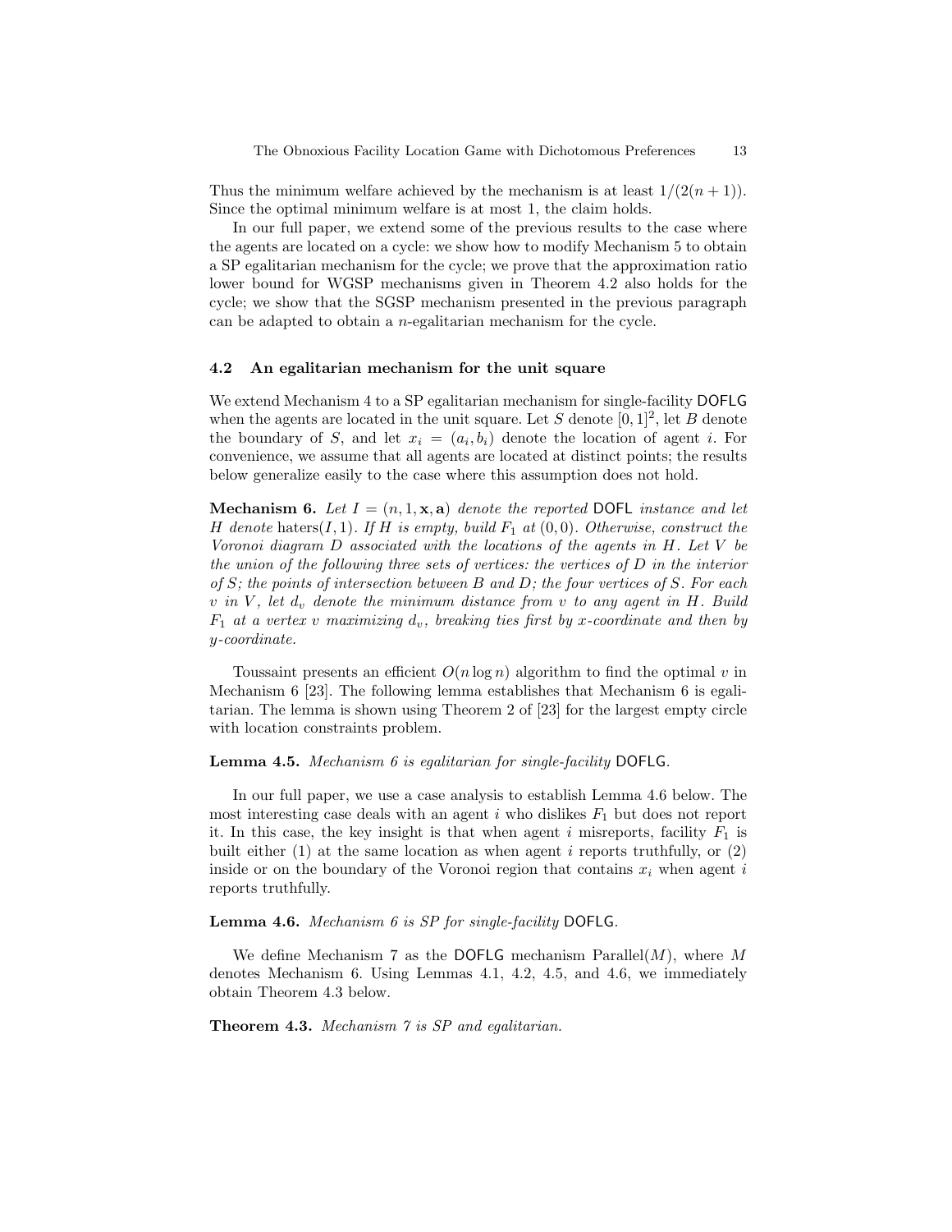Thus the minimum welfare achieved by the mechanism is at least $1/(2(n+1))$. Since the optimal minimum welfare is at most 1, the claim holds.

In our full paper, we extend some of the previous results to the case where the agents are located on a cycle: we show how to modify Mechanism 5 to obtain a SP egalitarian mechanism for the cycle; we prove that the approximation ratio lower bound for WGSP mechanisms given in Theorem 4.2 also holds for the cycle; we show that the SGSP mechanism presented in the previous paragraph can be adapted to obtain a $n$-egalitarian mechanism for the cycle.

### 4.2 An egalitarian mechanism for the unit square

We extend Mechanism 4 to a SP egalitarian mechanism for single-facility DOFLG when the agents are located in the unit square. Let $S$ denote $[0,1]^2$, let $B$ denote the boundary of $S$, and let $x_i = (a_i, b_i)$ denote the location of agent $i$. For convenience, we assume that all agents are located at distinct points; the results below generalize easily to the case where this assumption does not hold.

**Mechanism 6.** *Let $I = (n, 1, \mathbf{x}, \mathbf{a})$ denote the reported DOFL instance and let $H$ denote $\text{haters}(I, 1)$. If $H$ is empty, build $F_1$ at $(0,0)$. Otherwise, construct the Voronoi diagram $D$ associated with the locations of the agents in $H$. Let $V$ be the union of the following three sets of vertices: the vertices of $D$ in the interior of $S$; the points of intersection between $B$ and $D$; the four vertices of $S$. For each $v$ in $V$, let $d_v$ denote the minimum distance from $v$ to any agent in $H$. Build $F_1$ at a vertex $v$ maximizing $d_v$, breaking ties first by x-coordinate and then by y-coordinate.*

Toussaint presents an efficient $O(n \log n)$ algorithm to find the optimal $v$ in Mechanism 6 [23]. The following lemma establishes that Mechanism 6 is egalitarian. The lemma is shown using Theorem 2 of [23] for the largest empty circle with location constraints problem.

**Lemma 4.5.** *Mechanism 6 is egalitarian for single-facility DOFLG.*

In our full paper, we use a case analysis to establish Lemma 4.6 below. The most interesting case deals with an agent $i$ who dislikes $F_1$ but does not report it. In this case, the key insight is that when agent $i$ misreports, facility $F_1$ is built either (1) at the same location as when agent $i$ reports truthfully, or (2) inside or on the boundary of the Voronoi region that contains $x_i$ when agent $i$ reports truthfully.

**Lemma 4.6.** *Mechanism 6 is SP for single-facility DOFLG.*

We define Mechanism 7 as the DOFLG mechanism $\text{Parallel}(M)$, where $M$ denotes Mechanism 6. Using Lemmas 4.1, 4.2, 4.5, and 4.6, we immediately obtain Theorem 4.3 below.

**Theorem 4.3.** *Mechanism 7 is SP and egalitarian.*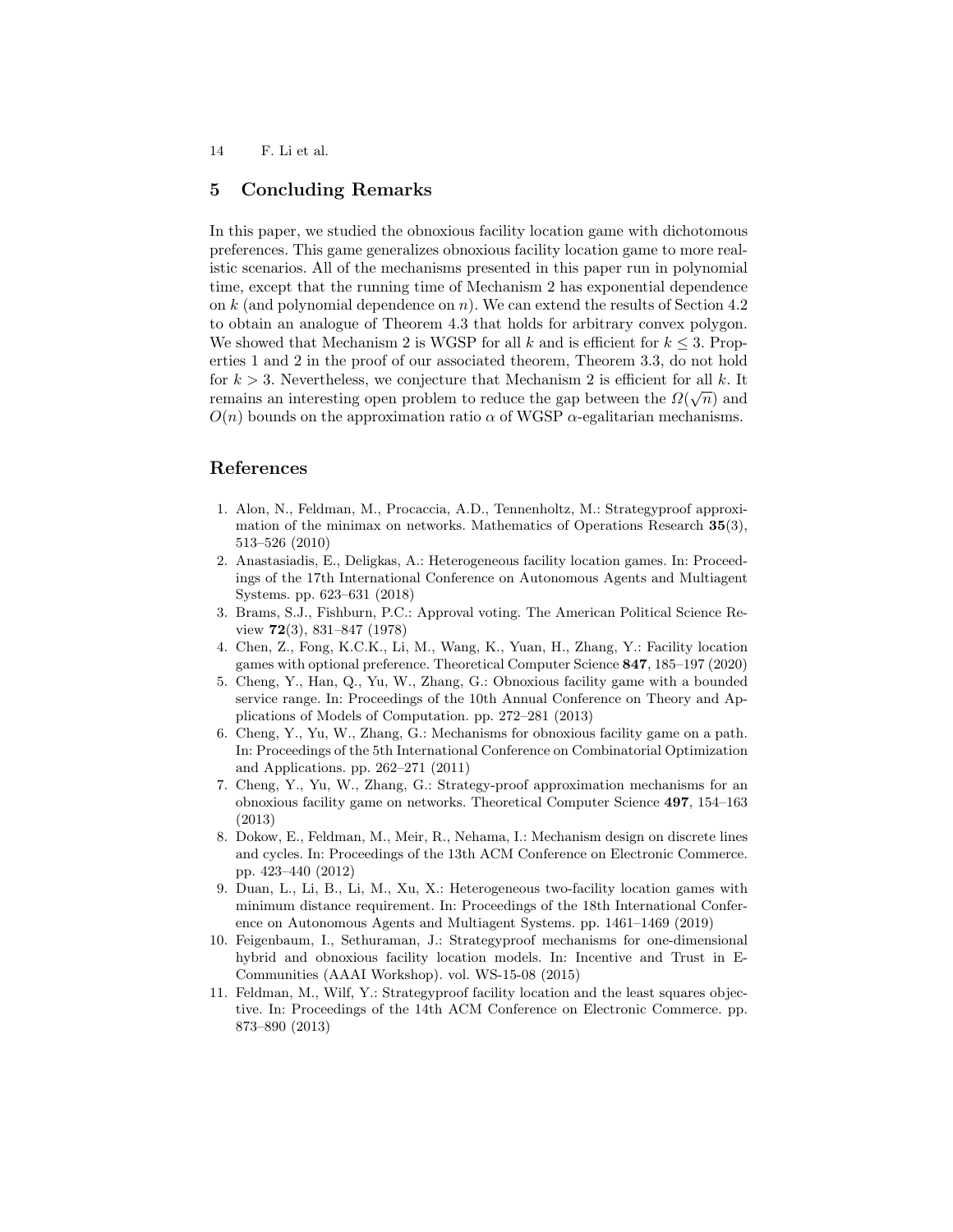## 5 Concluding Remarks

In this paper, we studied the obnoxious facility location game with dichotomous preferences. This game generalizes obnoxious facility location game to more realistic scenarios. All of the mechanisms presented in this paper run in polynomial time, except that the running time of Mechanism 2 has exponential dependence on $k$ (and polynomial dependence on $n$). We can extend the results of Section 4.2 to obtain an analogue of Theorem 4.3 that holds for arbitrary convex polygon. We showed that Mechanism 2 is WGSP for all $k$ and is efficient for $k \leq 3$. Properties 1 and 2 in the proof of our associated theorem, Theorem 3.3, do not hold for $k > 3$. Nevertheless, we conjecture that Mechanism 2 is efficient for all $k$. It remains an interesting open problem to reduce the gap between the $\Omega(\sqrt{n})$ and $O(n)$ bounds on the approximation ratio $\alpha$ of WGSP $\alpha$-egalitarian mechanisms.

## References

1. Alon, N., Feldman, M., Procaccia, A.D., Tennenholtz, M.: Strategyproof approximation of the minimax on networks. Mathematics of Operations Research **35**(3), 513–526 (2010)
2. Anastasiadis, E., Deligkas, A.: Heterogeneous facility location games. In: Proceedings of the 17th International Conference on Autonomous Agents and Multiagent Systems. pp. 623–631 (2018)
3. Brams, S.J., Fishburn, P.C.: Approval voting. The American Political Science Review **72**(3), 831–847 (1978)
4. Chen, Z., Fong, K.C.K., Li, M., Wang, K., Yuan, H., Zhang, Y.: Facility location games with optional preference. Theoretical Computer Science **847**, 185–197 (2020)
5. Cheng, Y., Han, Q., Yu, W., Zhang, G.: Obnoxious facility game with a bounded service range. In: Proceedings of the 10th Annual Conference on Theory and Applications of Models of Computation. pp. 272–281 (2013)
6. Cheng, Y., Yu, W., Zhang, G.: Mechanisms for obnoxious facility game on a path. In: Proceedings of the 5th International Conference on Combinatorial Optimization and Applications. pp. 262–271 (2011)
7. Cheng, Y., Yu, W., Zhang, G.: Strategy-proof approximation mechanisms for an obnoxious facility game on networks. Theoretical Computer Science **497**, 154–163 (2013)
8. Dokow, E., Feldman, M., Meir, R., Nehama, I.: Mechanism design on discrete lines and cycles. In: Proceedings of the 13th ACM Conference on Electronic Commerce. pp. 423–440 (2012)
9. Duan, L., Li, B., Li, M., Xu, X.: Heterogeneous two-facility location games with minimum distance requirement. In: Proceedings of the 18th International Conference on Autonomous Agents and Multiagent Systems. pp. 1461–1469 (2019)
10. Feigenbaum, I., Sethuraman, J.: Strategyproof mechanisms for one-dimensional hybrid and obnoxious facility location models. In: Incentive and Trust in E-Communities (AAAI Workshop). vol. WS-15-08 (2015)
11. Feldman, M., Wilf, Y.: Strategyproof facility location and the least squares objective. In: Proceedings of the 14th ACM Conference on Electronic Commerce. pp. 873–890 (2013)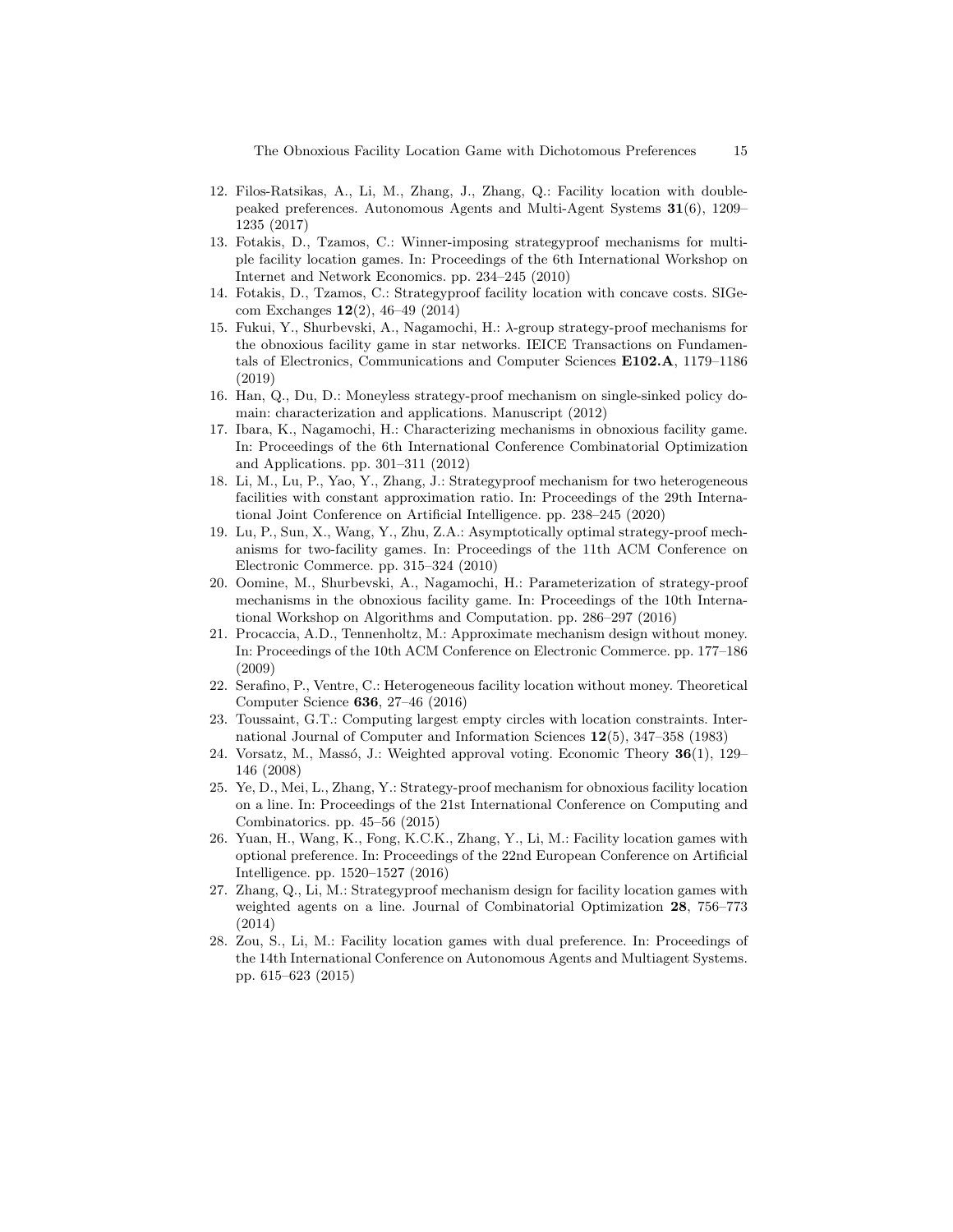12. Filos-Ratsikas, A., Li, M., Zhang, J., Zhang, Q.: Facility location with double-peaked preferences. Autonomous Agents and Multi-Agent Systems **31**(6), 1209–1235 (2017)
13. Fotakis, D., Tzamos, C.: Winner-imposing strategyproof mechanisms for multiple facility location games. In: Proceedings of the 6th International Workshop on Internet and Network Economics. pp. 234–245 (2010)
14. Fotakis, D., Tzamos, C.: Strategyproof facility location with concave costs. SIGecom Exchanges **12**(2), 46–49 (2014)
15. Fukui, Y., Shurbevski, A., Nagamochi, H.: $\lambda$-group strategy-proof mechanisms for the obnoxious facility game in star networks. IEICE Transactions on Fundamentals of Electronics, Communications and Computer Sciences **E102.A**, 1179–1186 (2019)
16. Han, Q., Du, D.: Moneyless strategy-proof mechanism on single-sinked policy domain: characterization and applications. Manuscript (2012)
17. Ibara, K., Nagamochi, H.: Characterizing mechanisms in obnoxious facility game. In: Proceedings of the 6th International Conference Combinatorial Optimization and Applications. pp. 301–311 (2012)
18. Li, M., Lu, P., Yao, Y., Zhang, J.: Strategyproof mechanism for two heterogeneous facilities with constant approximation ratio. In: Proceedings of the 29th International Joint Conference on Artificial Intelligence. pp. 238–245 (2020)
19. Lu, P., Sun, X., Wang, Y., Zhu, Z.A.: Asymptotically optimal strategy-proof mechanisms for two-facility games. In: Proceedings of the 11th ACM Conference on Electronic Commerce. pp. 315–324 (2010)
20. Oomine, M., Shurbevski, A., Nagamochi, H.: Parameterization of strategy-proof mechanisms in the obnoxious facility game. In: Proceedings of the 10th International Workshop on Algorithms and Computation. pp. 286–297 (2016)
21. Procaccia, A.D., Tennenholtz, M.: Approximate mechanism design without money. In: Proceedings of the 10th ACM Conference on Electronic Commerce. pp. 177–186 (2009)
22. Serafino, P., Ventre, C.: Heterogeneous facility location without money. Theoretical Computer Science **636**, 27–46 (2016)
23. Toussaint, G.T.: Computing largest empty circles with location constraints. International Journal of Computer and Information Sciences **12**(5), 347–358 (1983)
24. Vorsatz, M., Massó, J.: Weighted approval voting. Economic Theory **36**(1), 129–146 (2008)
25. Ye, D., Mei, L., Zhang, Y.: Strategy-proof mechanism for obnoxious facility location on a line. In: Proceedings of the 21st International Conference on Computing and Combinatorics. pp. 45–56 (2015)
26. Yuan, H., Wang, K., Fong, K.C.K., Zhang, Y., Li, M.: Facility location games with optional preference. In: Proceedings of the 22nd European Conference on Artificial Intelligence. pp. 1520–1527 (2016)
27. Zhang, Q., Li, M.: Strategyproof mechanism design for facility location games with weighted agents on a line. Journal of Combinatorial Optimization **28**, 756–773 (2014)
28. Zou, S., Li, M.: Facility location games with dual preference. In: Proceedings of the 14th International Conference on Autonomous Agents and Multiagent Systems. pp. 615–623 (2015)